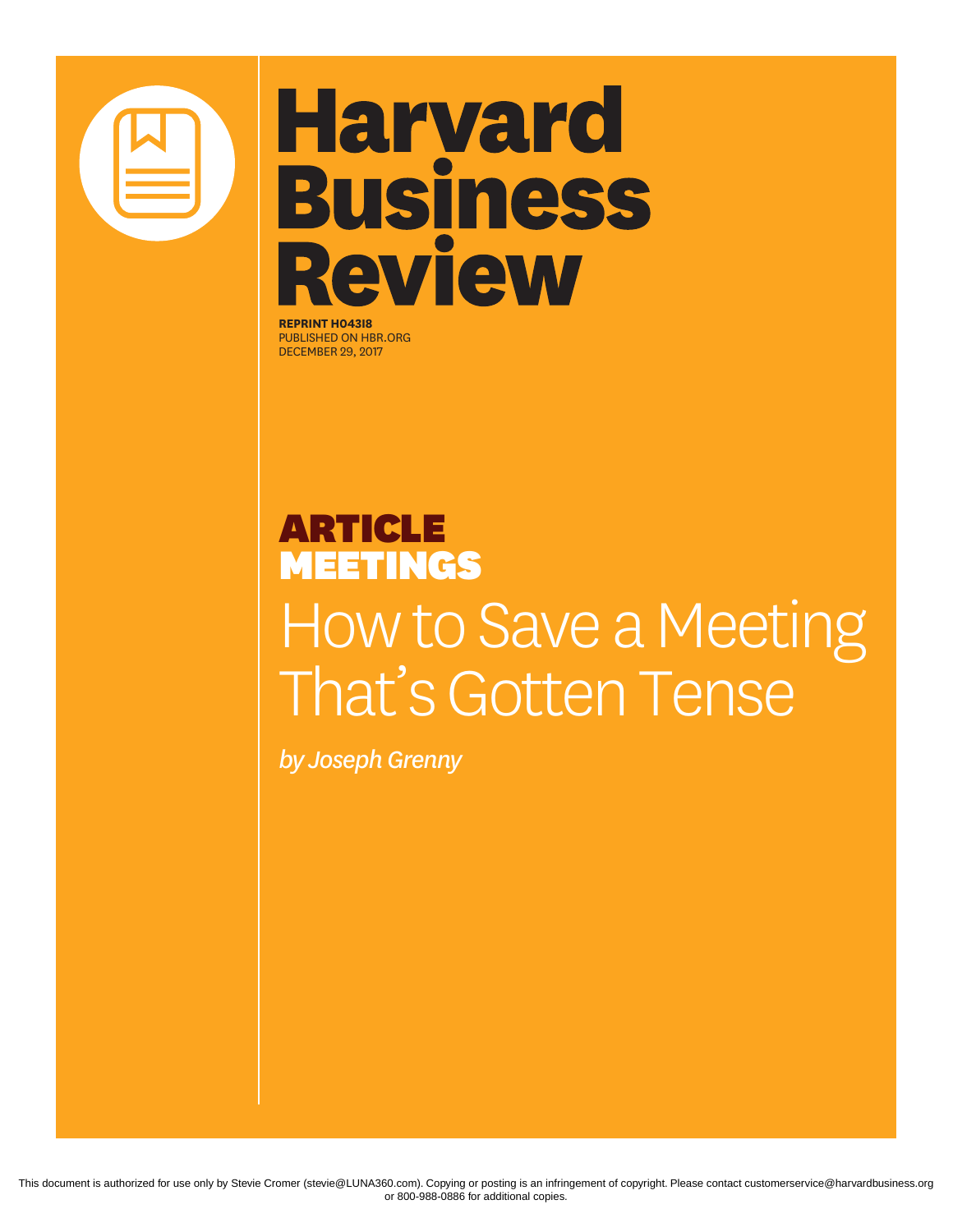# Harvard Business Review

**REPRINT H043I8**
PUBLISHED ON HBR.ORG
DECEMBER 29, 2017

**ARTICLE**
**MEETINGS**

# How to Save a Meeting That's Gotten Tense

*by Joseph Grenny*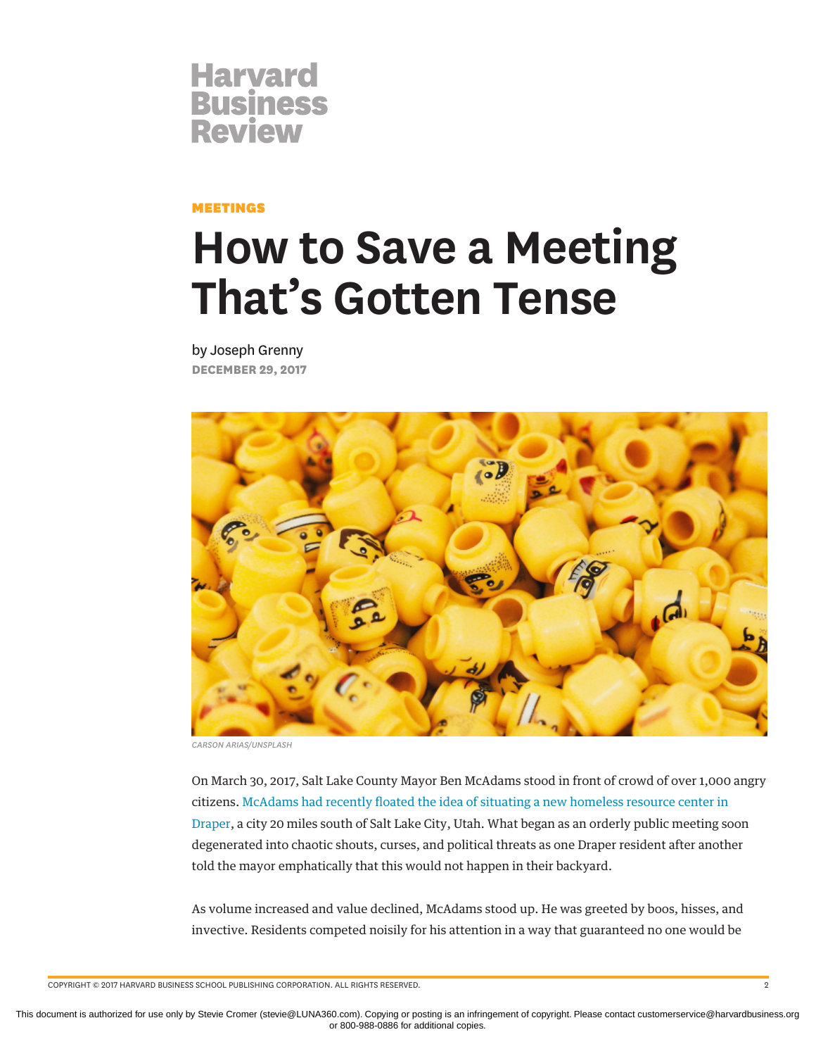MEETINGS

# How to Save a Meeting That's Gotten Tense

by Joseph Grenny

**DECEMBER 29, 2017**

*CARSON ARIAS/UNSPLASH*

On March 30, 2017, Salt Lake County Mayor Ben McAdams stood in front of crowd of over 1,000 angry citizens. McAdams had recently floated the idea of situating a new homeless resource center in Draper, a city 20 miles south of Salt Lake City, Utah. What began as an orderly public meeting soon degenerated into chaotic shouts, curses, and political threats as one Draper resident after another told the mayor emphatically that this would not happen in their backyard.

As volume increased and value declined, McAdams stood up. He was greeted by boos, hisses, and invective. Residents competed noisily for his attention in a way that guaranteed no one would be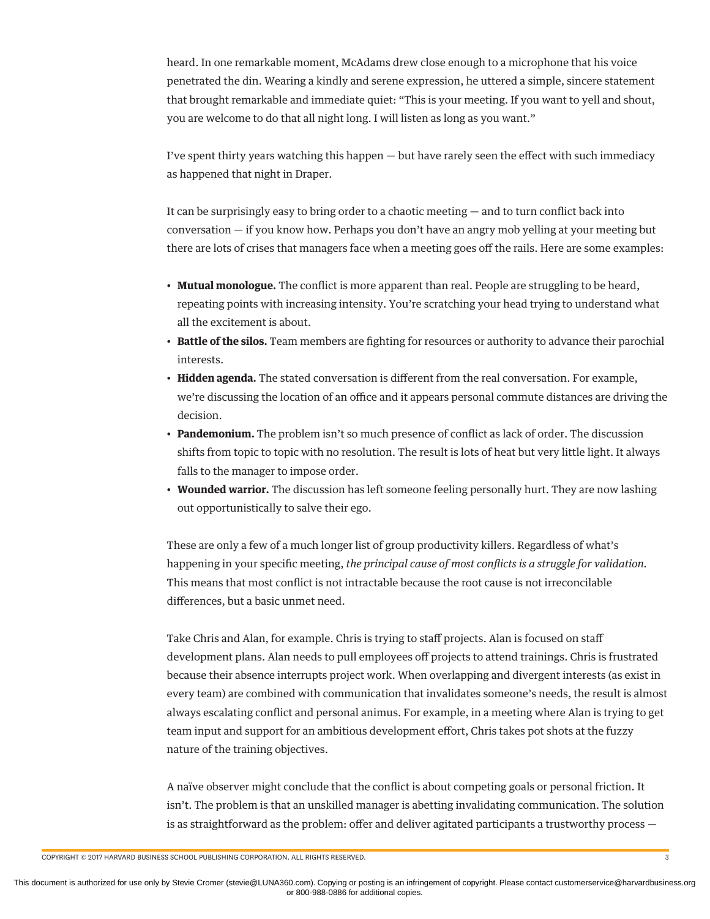heard. In one remarkable moment, McAdams drew close enough to a microphone that his voice penetrated the din. Wearing a kindly and serene expression, he uttered a simple, sincere statement that brought remarkable and immediate quiet: "This is your meeting. If you want to yell and shout, you are welcome to do that all night long. I will listen as long as you want."

I've spent thirty years watching this happen — but have rarely seen the effect with such immediacy as happened that night in Draper.

It can be surprisingly easy to bring order to a chaotic meeting — and to turn conflict back into conversation — if you know how. Perhaps you don't have an angry mob yelling at your meeting but there are lots of crises that managers face when a meeting goes off the rails. Here are some examples:

- **Mutual monologue.** The conflict is more apparent than real. People are struggling to be heard, repeating points with increasing intensity. You're scratching your head trying to understand what all the excitement is about.
- **Battle of the silos.** Team members are fighting for resources or authority to advance their parochial interests.
- **Hidden agenda.** The stated conversation is different from the real conversation. For example, we're discussing the location of an office and it appears personal commute distances are driving the decision.
- **Pandemonium.** The problem isn't so much presence of conflict as lack of order. The discussion shifts from topic to topic with no resolution. The result is lots of heat but very little light. It always falls to the manager to impose order.
- **Wounded warrior.** The discussion has left someone feeling personally hurt. They are now lashing out opportunistically to salve their ego.

These are only a few of a much longer list of group productivity killers. Regardless of what's happening in your specific meeting, *the principal cause of most conflicts is a struggle for validation.* This means that most conflict is not intractable because the root cause is not irreconcilable differences, but a basic unmet need.

Take Chris and Alan, for example. Chris is trying to staff projects. Alan is focused on staff development plans. Alan needs to pull employees off projects to attend trainings. Chris is frustrated because their absence interrupts project work. When overlapping and divergent interests (as exist in every team) are combined with communication that invalidates someone's needs, the result is almost always escalating conflict and personal animus. For example, in a meeting where Alan is trying to get team input and support for an ambitious development effort, Chris takes pot shots at the fuzzy nature of the training objectives.

A naïve observer might conclude that the conflict is about competing goals or personal friction. It isn't. The problem is that an unskilled manager is abetting invalidating communication. The solution is as straightforward as the problem: offer and deliver agitated participants a trustworthy process —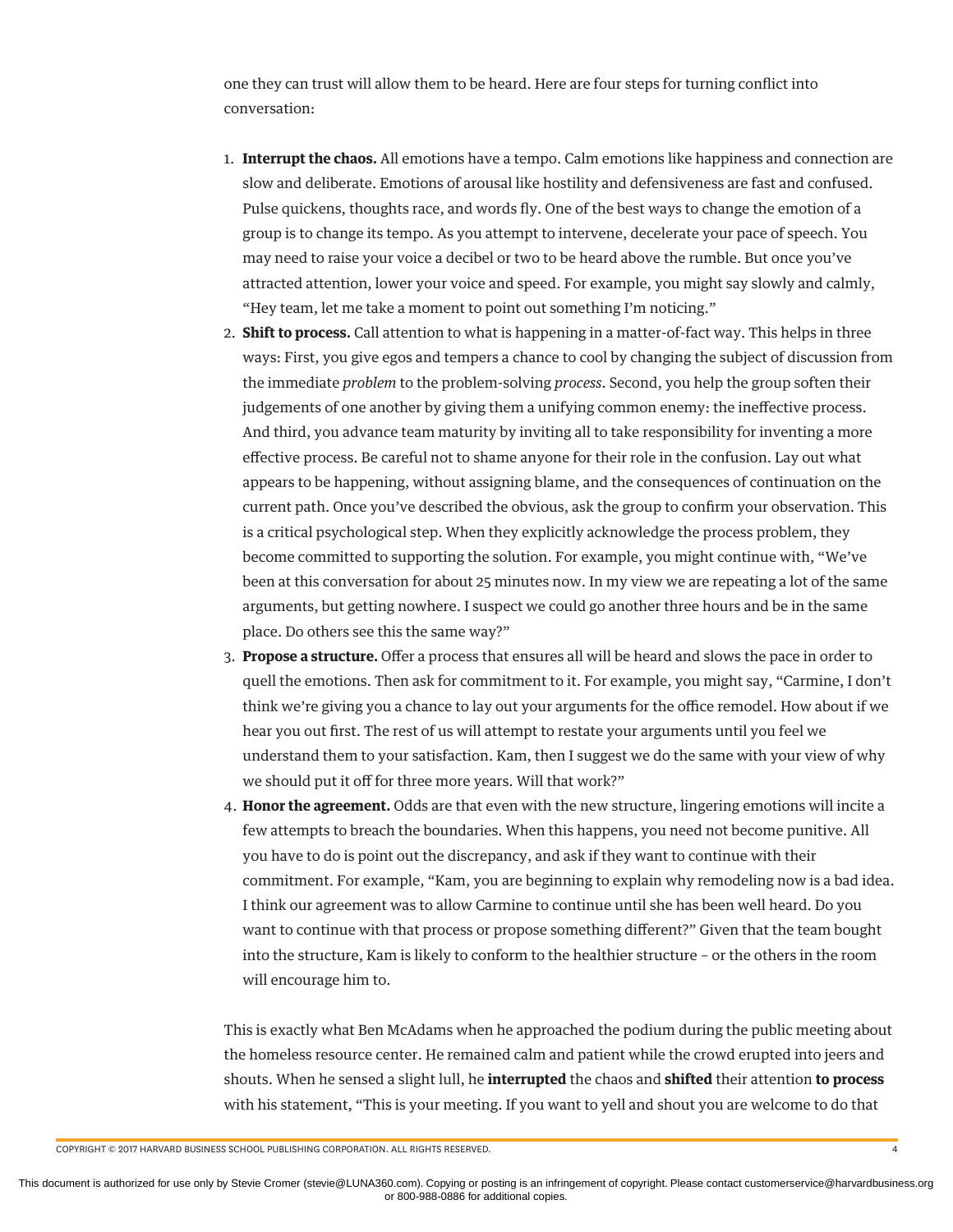one they can trust will allow them to be heard. Here are four steps for turning conflict into conversation:

1. **Interrupt the chaos.** All emotions have a tempo. Calm emotions like happiness and connection are slow and deliberate. Emotions of arousal like hostility and defensiveness are fast and confused. Pulse quickens, thoughts race, and words fly. One of the best ways to change the emotion of a group is to change its tempo. As you attempt to intervene, decelerate your pace of speech. You may need to raise your voice a decibel or two to be heard above the rumble. But once you've attracted attention, lower your voice and speed. For example, you might say slowly and calmly, "Hey team, let me take a moment to point out something I'm noticing."
2. **Shift to process.** Call attention to what is happening in a matter-of-fact way. This helps in three ways: First, you give egos and tempers a chance to cool by changing the subject of discussion from the immediate *problem* to the problem-solving *process*. Second, you help the group soften their judgements of one another by giving them a unifying common enemy: the ineffective process. And third, you advance team maturity by inviting all to take responsibility for inventing a more effective process. Be careful not to shame anyone for their role in the confusion. Lay out what appears to be happening, without assigning blame, and the consequences of continuation on the current path. Once you've described the obvious, ask the group to confirm your observation. This is a critical psychological step. When they explicitly acknowledge the process problem, they become committed to supporting the solution. For example, you might continue with, "We've been at this conversation for about 25 minutes now. In my view we are repeating a lot of the same arguments, but getting nowhere. I suspect we could go another three hours and be in the same place. Do others see this the same way?"
3. **Propose a structure.** Offer a process that ensures all will be heard and slows the pace in order to quell the emotions. Then ask for commitment to it. For example, you might say, "Carmine, I don't think we're giving you a chance to lay out your arguments for the office remodel. How about if we hear you out first. The rest of us will attempt to restate your arguments until you feel we understand them to your satisfaction. Kam, then I suggest we do the same with your view of why we should put it off for three more years. Will that work?"
4. **Honor the agreement.** Odds are that even with the new structure, lingering emotions will incite a few attempts to breach the boundaries. When this happens, you need not become punitive. All you have to do is point out the discrepancy, and ask if they want to continue with their commitment. For example, "Kam, you are beginning to explain why remodeling now is a bad idea. I think our agreement was to allow Carmine to continue until she has been well heard. Do you want to continue with that process or propose something different?" Given that the team bought into the structure, Kam is likely to conform to the healthier structure – or the others in the room will encourage him to.

This is exactly what Ben McAdams when he approached the podium during the public meeting about the homeless resource center. He remained calm and patient while the crowd erupted into jeers and shouts. When he sensed a slight lull, he **interrupted** the chaos and **shifted** their attention **to process** with his statement, "This is your meeting. If you want to yell and shout you are welcome to do that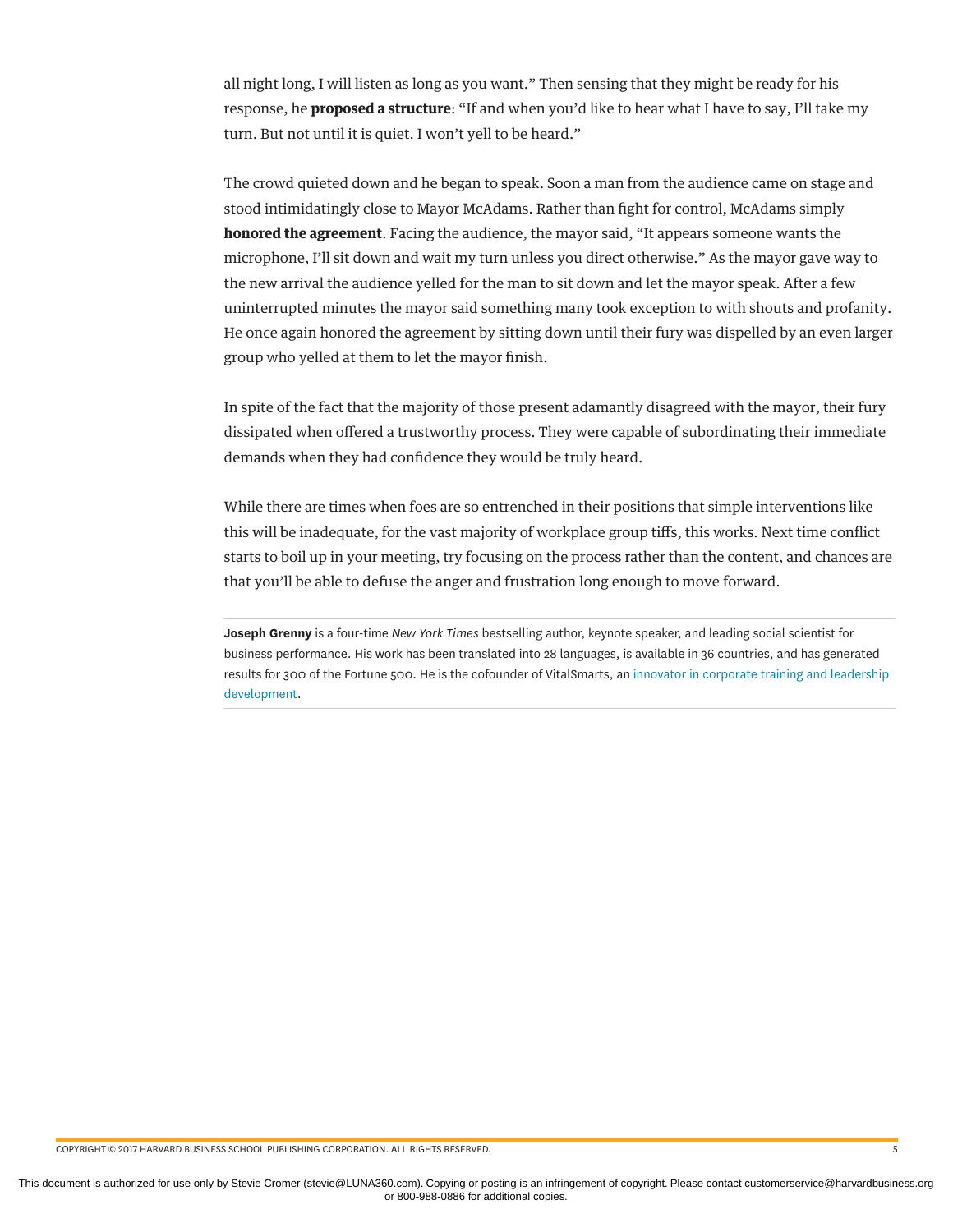all night long, I will listen as long as you want." Then sensing that they might be ready for his response, he **proposed a structure**: "If and when you'd like to hear what I have to say, I'll take my turn. But not until it is quiet. I won't yell to be heard."

The crowd quieted down and he began to speak. Soon a man from the audience came on stage and stood intimidatingly close to Mayor McAdams. Rather than fight for control, McAdams simply **honored the agreement**. Facing the audience, the mayor said, "It appears someone wants the microphone, I'll sit down and wait my turn unless you direct otherwise." As the mayor gave way to the new arrival the audience yelled for the man to sit down and let the mayor speak. After a few uninterrupted minutes the mayor said something many took exception to with shouts and profanity. He once again honored the agreement by sitting down until their fury was dispelled by an even larger group who yelled at them to let the mayor finish.

In spite of the fact that the majority of those present adamantly disagreed with the mayor, their fury dissipated when offered a trustworthy process. They were capable of subordinating their immediate demands when they had confidence they would be truly heard.

While there are times when foes are so entrenched in their positions that simple interventions like this will be inadequate, for the vast majority of workplace group tiffs, this works. Next time conflict starts to boil up in your meeting, try focusing on the process rather than the content, and chances are that you'll be able to defuse the anger and frustration long enough to move forward.

---

**Joseph Grenny** is a four-time *New York Times* bestselling author, keynote speaker, and leading social scientist for business performance. His work has been translated into 28 languages, is available in 36 countries, and has generated results for 300 of the Fortune 500. He is the cofounder of VitalSmarts, an innovator in corporate training and leadership development.

---

COPYRIGHT © 2017 HARVARD BUSINESS SCHOOL PUBLISHING CORPORATION. ALL RIGHTS RESERVED.

This document is authorized for use only by Stevie Cromer (stevie@LUNA360.com). Copying or posting is an infringement of copyright. Please contact customerservice@harvardbusiness.org or 800-988-0886 for additional copies.